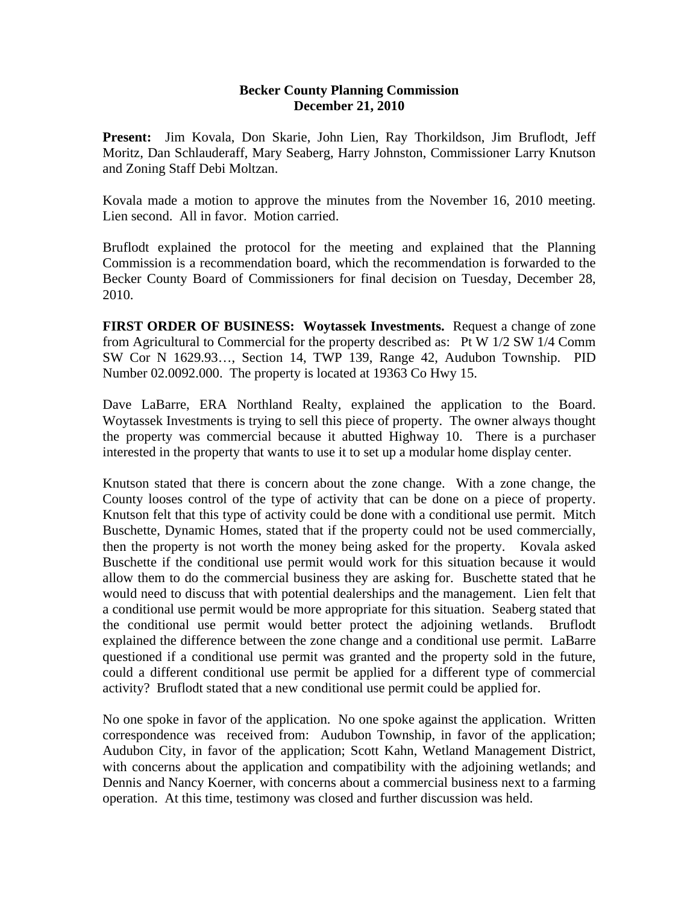**Becker County Planning Commission**
**December 21, 2010**

**Present:** Jim Kovala, Don Skarie, John Lien, Ray Thorkildson, Jim Bruflodt, Jeff Moritz, Dan Schlauderaff, Mary Seaberg, Harry Johnston, Commissioner Larry Knutson and Zoning Staff Debi Moltzan.

Kovala made a motion to approve the minutes from the November 16, 2010 meeting. Lien second. All in favor. Motion carried.

Bruflodt explained the protocol for the meeting and explained that the Planning Commission is a recommendation board, which the recommendation is forwarded to the Becker County Board of Commissioners for final decision on Tuesday, December 28, 2010.

**FIRST ORDER OF BUSINESS: Woytassek Investments.** Request a change of zone from Agricultural to Commercial for the property described as: Pt W 1/2 SW 1/4 Comm SW Cor N 1629.93…, Section 14, TWP 139, Range 42, Audubon Township. PID Number 02.0092.000. The property is located at 19363 Co Hwy 15.

Dave LaBarre, ERA Northland Realty, explained the application to the Board. Woytassek Investments is trying to sell this piece of property. The owner always thought the property was commercial because it abutted Highway 10. There is a purchaser interested in the property that wants to use it to set up a modular home display center.

Knutson stated that there is concern about the zone change. With a zone change, the County looses control of the type of activity that can be done on a piece of property. Knutson felt that this type of activity could be done with a conditional use permit. Mitch Buschette, Dynamic Homes, stated that if the property could not be used commercially, then the property is not worth the money being asked for the property. Kovala asked Buschette if the conditional use permit would work for this situation because it would allow them to do the commercial business they are asking for. Buschette stated that he would need to discuss that with potential dealerships and the management. Lien felt that a conditional use permit would be more appropriate for this situation. Seaberg stated that the conditional use permit would better protect the adjoining wetlands. Bruflodt explained the difference between the zone change and a conditional use permit. LaBarre questioned if a conditional use permit was granted and the property sold in the future, could a different conditional use permit be applied for a different type of commercial activity? Bruflodt stated that a new conditional use permit could be applied for.

No one spoke in favor of the application. No one spoke against the application. Written correspondence was received from: Audubon Township, in favor of the application; Audubon City, in favor of the application; Scott Kahn, Wetland Management District, with concerns about the application and compatibility with the adjoining wetlands; and Dennis and Nancy Koerner, with concerns about a commercial business next to a farming operation. At this time, testimony was closed and further discussion was held.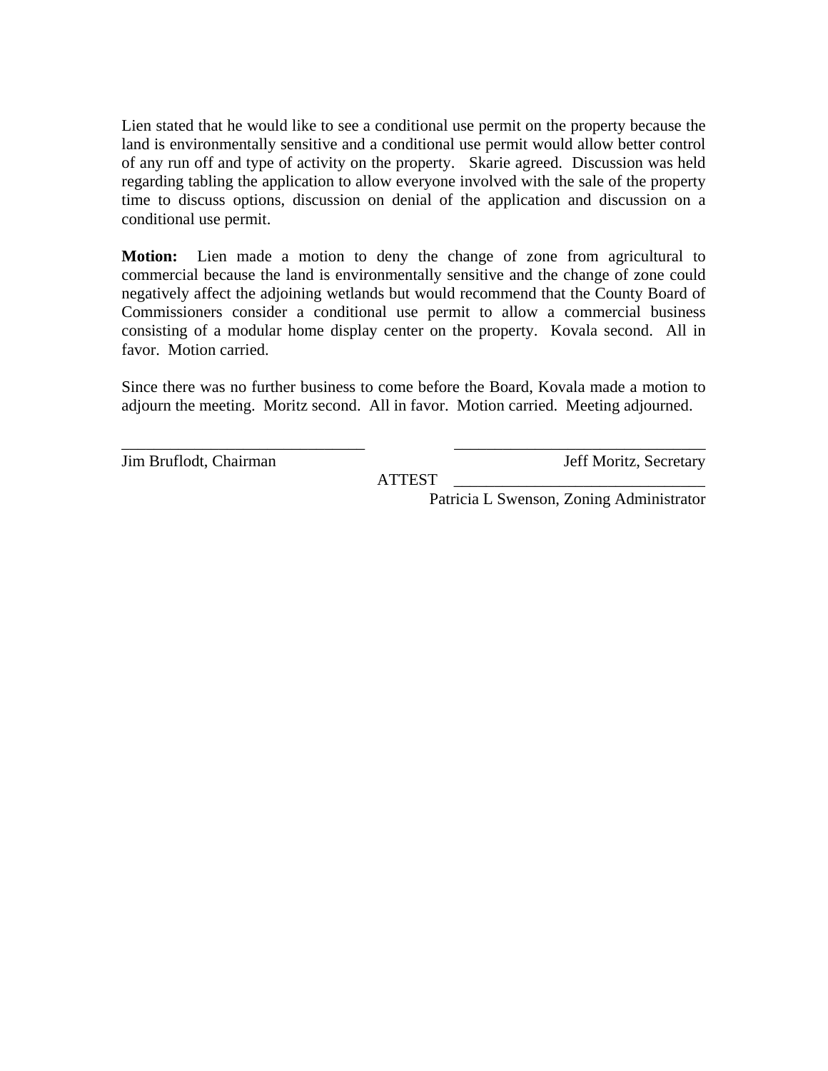Lien stated that he would like to see a conditional use permit on the property because the land is environmentally sensitive and a conditional use permit would allow better control of any run off and type of activity on the property. Skarie agreed. Discussion was held regarding tabling the application to allow everyone involved with the sale of the property time to discuss options, discussion on denial of the application and discussion on a conditional use permit.

**Motion:** Lien made a motion to deny the change of zone from agricultural to commercial because the land is environmentally sensitive and the change of zone could negatively affect the adjoining wetlands but would recommend that the County Board of Commissioners consider a conditional use permit to allow a commercial business consisting of a modular home display center on the property. Kovala second. All in favor. Motion carried.

Since there was no further business to come before the Board, Kovala made a motion to adjourn the meeting. Moritz second. All in favor. Motion carried. Meeting adjourned.

\_\_\_\_\_\_\_\_\_\_\_\_\_\_\_\_\_\_\_\_\_\_\_\_\_\_\_\_\_\_ \_\_\_\_\_\_\_\_\_\_\_\_\_\_\_\_\_\_\_\_\_\_\_\_\_\_\_\_\_\_

Jim Bruflodt, Chairman Jeff Moritz, Secretary

ATTEST \_\_\_\_\_\_\_\_\_\_\_\_\_\_\_\_\_\_\_\_\_\_\_\_\_\_\_\_\_\_

Patricia L Swenson, Zoning Administrator